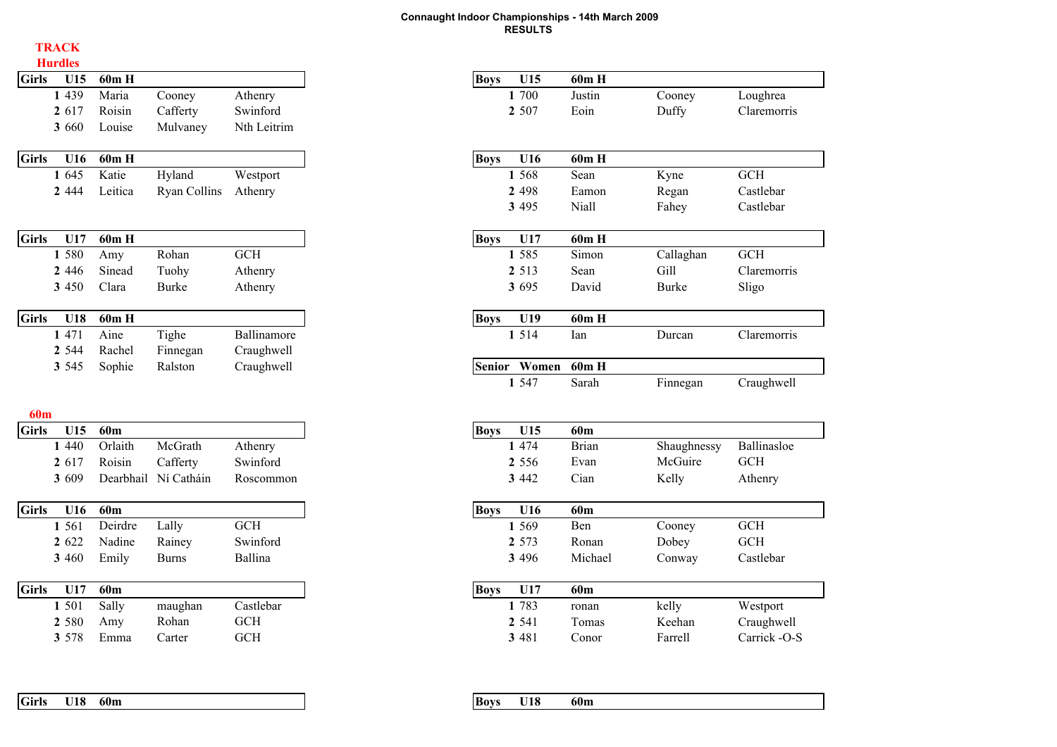# Connaught Indoor Championships - 14th March 2009
## RESULTS

## TRACK

### Hurdles

| Girls | U15 | 60m H | | |
|---|---|---|---|---|
| 1 | 439 | Maria | Cooney | Athenry |
| 2 | 617 | Roisin | Cafferty | Swinford |
| 3 | 660 | Louise | Mulvaney | Nth Leitrim |

| Girls | U16 | 60m H | | |
|---|---|---|---|---|
| 1 | 645 | Katie | Hyland | Westport |
| 2 | 444 | Leitica | Ryan Collins | Athenry |

| Girls | U17 | 60m H | | |
|---|---|---|---|---|
| 1 | 580 | Amy | Rohan | GCH |
| 2 | 446 | Sinead | Tuohy | Athenry |
| 3 | 450 | Clara | Burke | Athenry |

| Girls | U18 | 60m H | | |
|---|---|---|---|---|
| 1 | 471 | Aine | Tighe | Ballinamore |
| 2 | 544 | Rachel | Finnegan | Craughwell |
| 3 | 545 | Sophie | Ralston | Craughwell |

| Boys | U15 | 60m H | | |
|---|---|---|---|---|
| 1 | 700 | Justin | Cooney | Loughrea |
| 2 | 507 | Eoin | Duffy | Claremorris |

| Boys | U16 | 60m H | | |
|---|---|---|---|---|
| 1 | 568 | Sean | Kyne | GCH |
| 2 | 498 | Eamon | Regan | Castlebar |
| 3 | 495 | Niall | Fahey | Castlebar |

| Boys | U17 | 60m H | | |
|---|---|---|---|---|
| 1 | 585 | Simon | Callaghan | GCH |
| 2 | 513 | Sean | Gill | Claremorris |
| 3 | 695 | David | Burke | Sligo |

| Boys | U19 | 60m H | | |
|---|---|---|---|---|
| 1 | 514 | Ian | Durcan | Claremorris |

| Senior | Women | 60m H | | |
|---|---|---|---|---|
| 1 | 547 | Sarah | Finnegan | Craughwell |

### 60m

| Girls | U15 | 60m | | |
|---|---|---|---|---|
| 1 | 440 | Orlaith | McGrath | Athenry |
| 2 | 617 | Roisin | Cafferty | Swinford |
| 3 | 609 | Dearbhail | Ní Catháin | Roscommon |

| Girls | U16 | 60m | | |
|---|---|---|---|---|
| 1 | 561 | Deirdre | Lally | GCH |
| 2 | 622 | Nadine | Rainey | Swinford |
| 3 | 460 | Emily | Burns | Ballina |

| Girls | U17 | 60m | | |
|---|---|---|---|---|
| 1 | 501 | Sally | maughan | Castlebar |
| 2 | 580 | Amy | Rohan | GCH |
| 3 | 578 | Emma | Carter | GCH |

| Girls | U18 | 60m | | |
|---|---|---|---|---|

| Boys | U15 | 60m | | |
|---|---|---|---|---|
| 1 | 474 | Brian | Shaughnessy | Ballinasloe |
| 2 | 556 | Evan | McGuire | GCH |
| 3 | 442 | Cian | Kelly | Athenry |

| Boys | U16 | 60m | | |
|---|---|---|---|---|
| 1 | 569 | Ben | Cooney | GCH |
| 2 | 573 | Ronan | Dobey | GCH |
| 3 | 496 | Michael | Conway | Castlebar |

| Boys | U17 | 60m | | |
|---|---|---|---|---|
| 1 | 783 | ronan | kelly | Westport |
| 2 | 541 | Tomas | Keehan | Craughwell |
| 3 | 481 | Conor | Farrell | Carrick -O-S |

| Boys | U18 | 60m | | |
|---|---|---|---|---|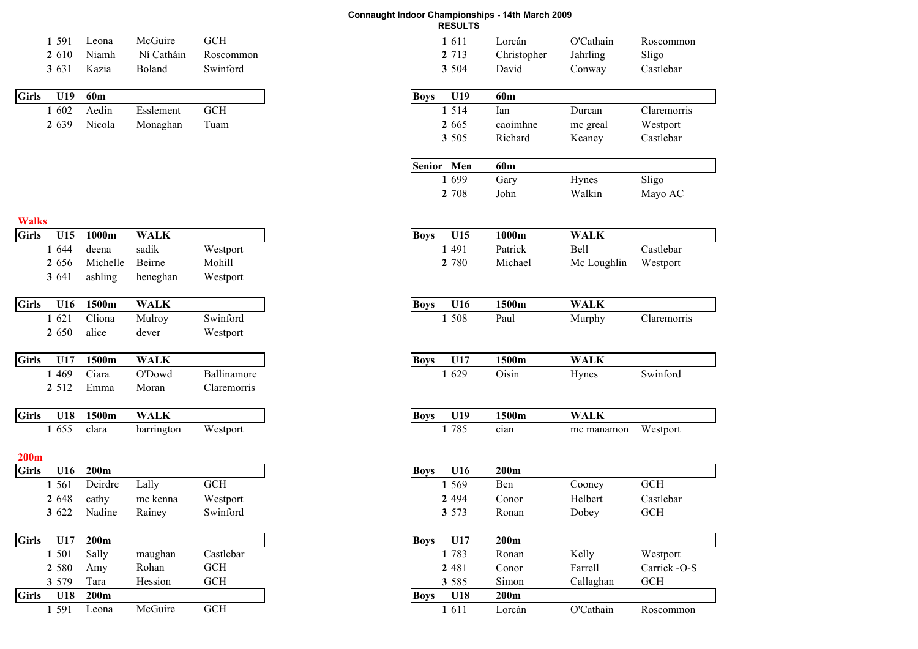**Connaught Indoor Championships - 14th March 2009**
**RESULTS**

| | | | | |
|---|---|---|---|---|
| **1** | 591 | Leona | McGuire | GCH |
| **2** | 610 | Niamh | Ní Catháin | Roscommon |
| **3** | 631 | Kazia | Boland | Swinford |

| | | | | |
|---|---|---|---|---|
| **1** | 611 | Lorcán | O'Cathain | Roscommon |
| **2** | 713 | Christopher | Jahrling | Sligo |
| **3** | 504 | David | Conway | Castlebar |

| **Girls** | **U19** | **60m** | | |
|---|---|---|---|---|
| **1** | 602 | Aedin | Esslement | GCH |
| **2** | 639 | Nicola | Monaghan | Tuam |

| **Boys** | **U19** | **60m** | | |
|---|---|---|---|---|
| **1** | 514 | Ian | Durcan | Claremorris |
| **2** | 665 | caoimhne | mc greal | Westport |
| **3** | 505 | Richard | Keaney | Castlebar |

| **Senior** | **Men** | **60m** | | |
|---|---|---|---|---|
| **1** | 699 | Gary | Hynes | Sligo |
| **2** | 708 | John | Walkin | Mayo AC |

## Walks

| **Girls** | **U15** | **1000m** | **WALK** | |
|---|---|---|---|---|
| **1** | 644 | deena | sadik | Westport |
| **2** | 656 | Michelle | Beirne | Mohill |
| **3** | 641 | ashling | heneghan | Westport |

| **Boys** | **U15** | **1000m** | **WALK** | |
|---|---|---|---|---|
| **1** | 491 | Patrick | Bell | Castlebar |
| **2** | 780 | Michael | Mc Loughlin | Westport |

| **Girls** | **U16** | **1500m** | **WALK** | |
|---|---|---|---|---|
| **1** | 621 | Cliona | Mulroy | Swinford |
| **2** | 650 | alice | dever | Westport |

| **Boys** | **U16** | **1500m** | **WALK** | |
|---|---|---|---|---|
| **1** | 508 | Paul | Murphy | Claremorris |

| **Girls** | **U17** | **1500m** | **WALK** | |
|---|---|---|---|---|
| **1** | 469 | Ciara | O'Dowd | Ballinamore |
| **2** | 512 | Emma | Moran | Claremorris |

| **Boys** | **U17** | **1500m** | **WALK** | |
|---|---|---|---|---|
| **1** | 629 | Oisin | Hynes | Swinford |

| **Girls** | **U18** | **1500m** | **WALK** | |
|---|---|---|---|---|
| **1** | 655 | clara | harrington | Westport |

| **Boys** | **U19** | **1500m** | **WALK** | |
|---|---|---|---|---|
| **1** | 785 | cian | mc manamon | Westport |

## 200m

| **Girls** | **U16** | **200m** | | |
|---|---|---|---|---|
| **1** | 561 | Deirdre | Lally | GCH |
| **2** | 648 | cathy | mc kenna | Westport |
| **3** | 622 | Nadine | Rainey | Swinford |

| **Boys** | **U16** | **200m** | | |
|---|---|---|---|---|
| **1** | 569 | Ben | Cooney | GCH |
| **2** | 494 | Conor | Helbert | Castlebar |
| **3** | 573 | Ronan | Dobey | GCH |

| **Girls** | **U17** | **200m** | | |
|---|---|---|---|---|
| **1** | 501 | Sally | maughan | Castlebar |
| **2** | 580 | Amy | Rohan | GCH |
| **3** | 579 | Tara | Hession | GCH |

| **Boys** | **U17** | **200m** | | |
|---|---|---|---|---|
| **1** | 783 | Ronan | Kelly | Westport |
| **2** | 481 | Conor | Farrell | Carrick -O-S |
| **3** | 585 | Simon | Callaghan | GCH |

| **Girls** | **U18** | **200m** | | |
|---|---|---|---|---|
| **1** | 591 | Leona | McGuire | GCH |

| **Boys** | **U18** | **200m** | | |
|---|---|---|---|---|
| **1** | 611 | Lorcán | O'Cathain | Roscommon |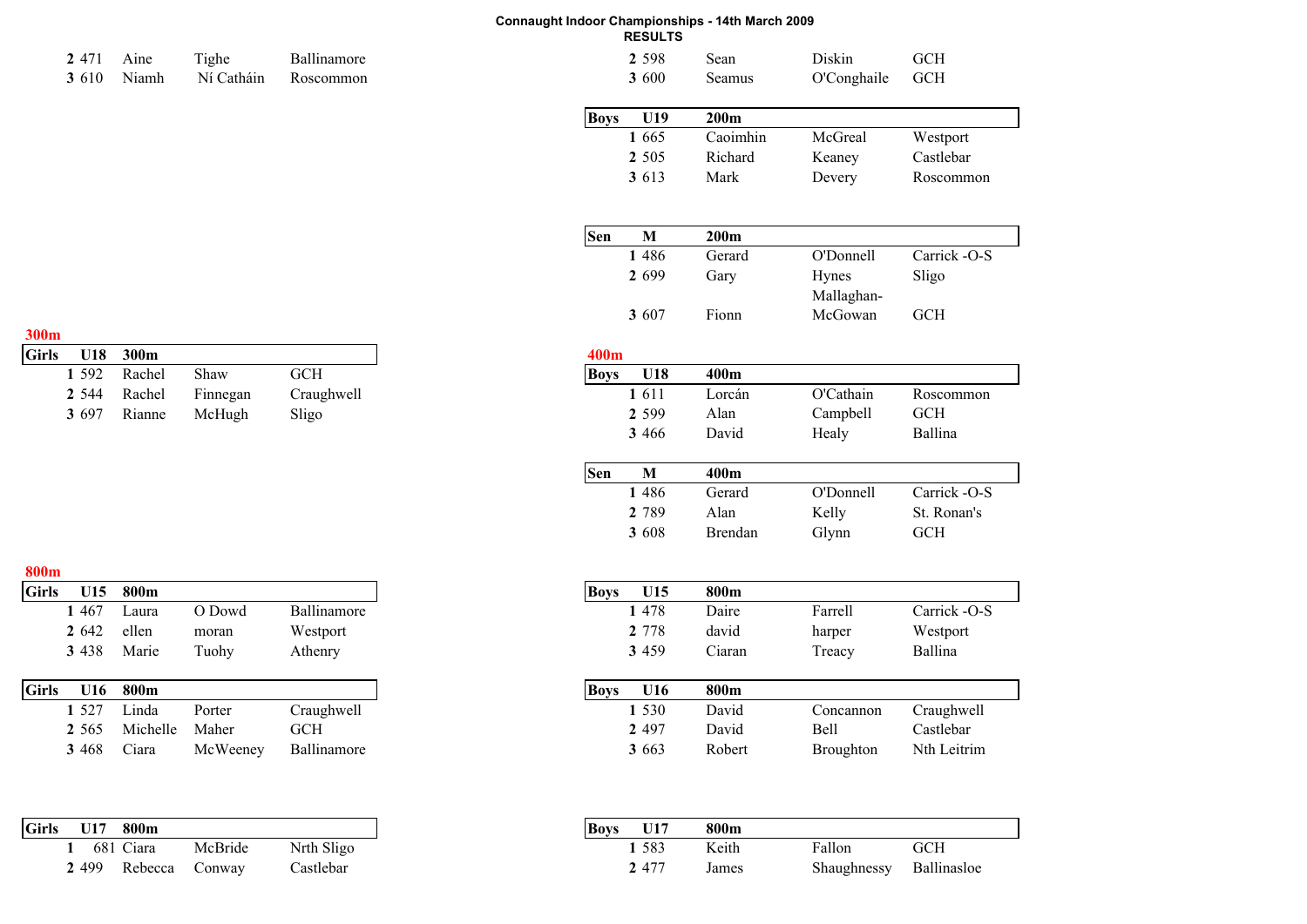# Connaught Indoor Championships - 14th March 2009

## RESULTS

| | | | | |
|---|---|---|---|---|
| 2 | 471 | Aine | Tighe | Ballinamore |
| 3 | 610 | Niamh | Ní Catháin | Roscommon |

| | | | | |
|---|---|---|---|---|
| 2 | 598 | Sean | Diskin | GCH |
| 3 | 600 | Seamus | O'Conghaile | GCH |

| Boys | U19 | 200m | | |
|---|---|---|---|---|
| 1 | 665 | Caoimhin | McGreal | Westport |
| 2 | 505 | Richard | Keaney | Castlebar |
| 3 | 613 | Mark | Devery | Roscommon |

| Sen | M | 200m | | |
|---|---|---|---|---|
| 1 | 486 | Gerard | O'Donnell | Carrick -O-S |
| 2 | 699 | Gary | Hynes | Sligo |
| 3 | 607 | Fionn | Mallaghan-McGowan | GCH |

## 300m

| Girls | U18 | 300m | | |
|---|---|---|---|---|
| 1 | 592 | Rachel | Shaw | GCH |
| 2 | 544 | Rachel | Finnegan | Craughwell |
| 3 | 697 | Rianne | McHugh | Sligo |

## 400m

| Boys | U18 | 400m | | |
|---|---|---|---|---|
| 1 | 611 | Lorcán | O'Cathain | Roscommon |
| 2 | 599 | Alan | Campbell | GCH |
| 3 | 466 | David | Healy | Ballina |

| Sen | M | 400m | | |
|---|---|---|---|---|
| 1 | 486 | Gerard | O'Donnell | Carrick -O-S |
| 2 | 789 | Alan | Kelly | St. Ronan's |
| 3 | 608 | Brendan | Glynn | GCH |

## 800m

| Girls | U15 | 800m | | |
|---|---|---|---|---|
| 1 | 467 | Laura | O Dowd | Ballinamore |
| 2 | 642 | ellen | moran | Westport |
| 3 | 438 | Marie | Tuohy | Athenry |

| Boys | U15 | 800m | | |
|---|---|---|---|---|
| 1 | 478 | Daire | Farrell | Carrick -O-S |
| 2 | 778 | david | harper | Westport |
| 3 | 459 | Ciaran | Treacy | Ballina |

| Girls | U16 | 800m | | |
|---|---|---|---|---|
| 1 | 527 | Linda | Porter | Craughwell |
| 2 | 565 | Michelle | Maher | GCH |
| 3 | 468 | Ciara | McWeeney | Ballinamore |

| Boys | U16 | 800m | | |
|---|---|---|---|---|
| 1 | 530 | David | Concannon | Craughwell |
| 2 | 497 | David | Bell | Castlebar |
| 3 | 663 | Robert | Broughton | Nth Leitrim |

| Girls | U17 | 800m | | |
|---|---|---|---|---|
| 1 | 681 | Ciara | McBride | Nrth Sligo |
| 2 | 499 | Rebecca | Conway | Castlebar |

| Boys | U17 | 800m | | |
|---|---|---|---|---|
| 1 | 583 | Keith | Fallon | GCH |
| 2 | 477 | James | Shaughnessy | Ballinasloe |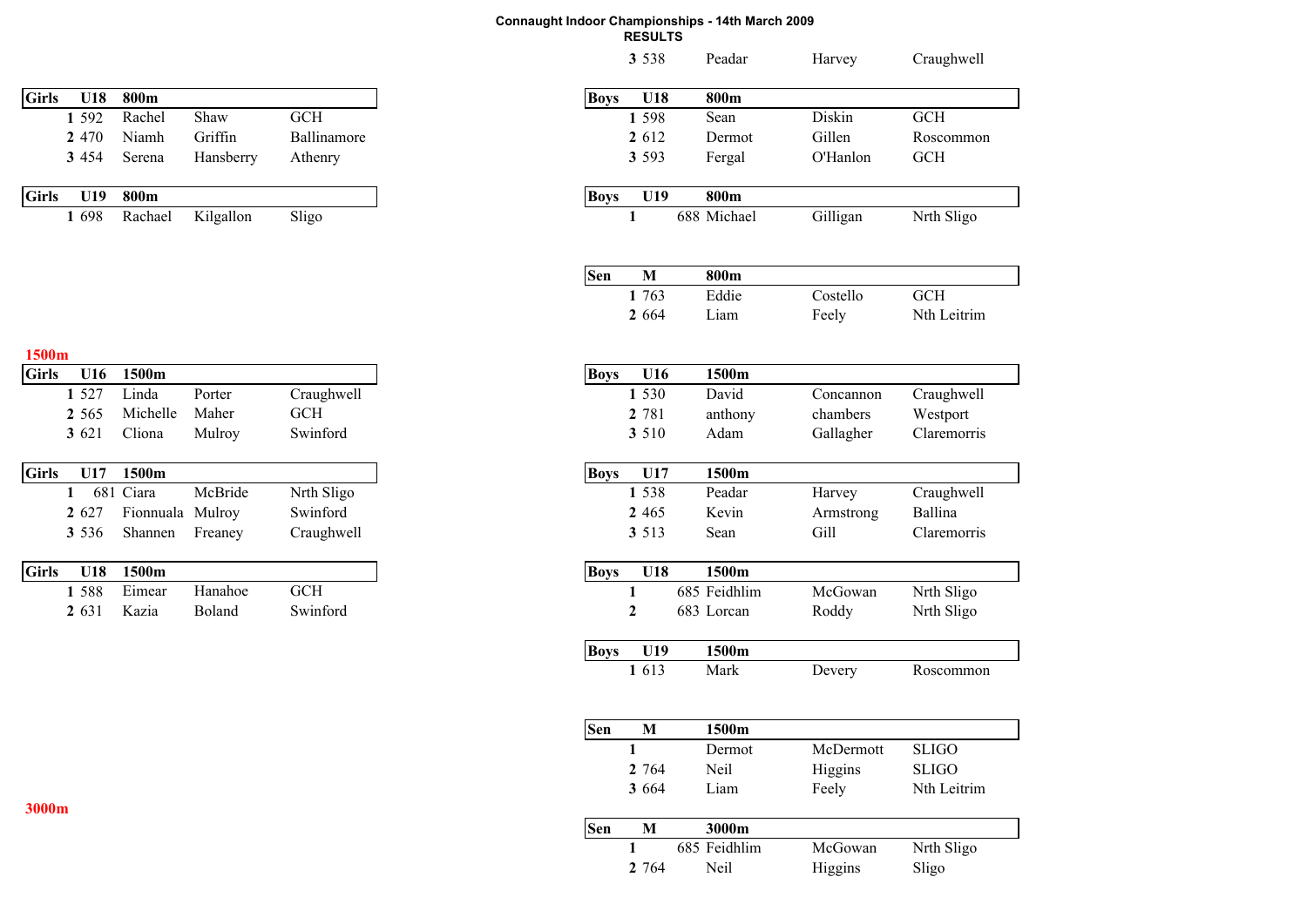# Connaught Indoor Championships - 14th March 2009

## RESULTS

| | | | | |
|---|---|---|---|---|
| 3 | 538 | Peadar | Harvey | Craughwell |

| Girls | U18 | 800m | | |
|---|---|---|---|---|
| 1 | 592 | Rachel | Shaw | GCH |
| 2 | 470 | Niamh | Griffin | Ballinamore |
| 3 | 454 | Serena | Hansberry | Athenry |

| Girls | U19 | 800m | | |
|---|---|---|---|---|
| 1 | 698 | Rachael | Kilgallon | Sligo |

| Boys | U18 | 800m | | |
|---|---|---|---|---|
| 1 | 598 | Sean | Diskin | GCH |
| 2 | 612 | Dermot | Gillen | Roscommon |
| 3 | 593 | Fergal | O'Hanlon | GCH |

| Boys | U19 | 800m | | |
|---|---|---|---|---|
| 1 | 688 | Michael | Gilligan | Nrth Sligo |

| Sen | M | 800m | | |
|---|---|---|---|---|
| 1 | 763 | Eddie | Costello | GCH |
| 2 | 664 | Liam | Feely | Nth Leitrim |

**1500m**

| Girls | U16 | 1500m | | |
|---|---|---|---|---|
| 1 | 527 | Linda | Porter | Craughwell |
| 2 | 565 | Michelle | Maher | GCH |
| 3 | 621 | Cliona | Mulroy | Swinford |

| Girls | U17 | 1500m | | |
|---|---|---|---|---|
| 1 | 681 | Ciara | McBride | Nrth Sligo |
| 2 | 627 | Fionnuala | Mulroy | Swinford |
| 3 | 536 | Shannen | Freaney | Craughwell |

| Girls | U18 | 1500m | | |
|---|---|---|---|---|
| 1 | 588 | Eimear | Hanahoe | GCH |
| 2 | 631 | Kazia | Boland | Swinford |

| Boys | U16 | 1500m | | |
|---|---|---|---|---|
| 1 | 530 | David | Concannon | Craughwell |
| 2 | 781 | anthony | chambers | Westport |
| 3 | 510 | Adam | Gallagher | Claremorris |

| Boys | U17 | 1500m | | |
|---|---|---|---|---|
| 1 | 538 | Peadar | Harvey | Craughwell |
| 2 | 465 | Kevin | Armstrong | Ballina |
| 3 | 513 | Sean | Gill | Claremorris |

| Boys | U18 | 1500m | | |
|---|---|---|---|---|
| 1 | 685 | Feidhlim | McGowan | Nrth Sligo |
| 2 | 683 | Lorcan | Roddy | Nrth Sligo |

| Boys | U19 | 1500m | | |
|---|---|---|---|---|
| 1 | 613 | Mark | Devery | Roscommon |

| Sen | M | 1500m | | |
|---|---|---|---|---|
| 1 | | Dermot | McDermott | SLIGO |
| 2 | 764 | Neil | Higgins | SLIGO |
| 3 | 664 | Liam | Feely | Nth Leitrim |

**3000m**

| Sen | M | 3000m | | |
|---|---|---|---|---|
| 1 | 685 | Feidhlim | McGowan | Nrth Sligo |
| 2 | 764 | Neil | Higgins | Sligo |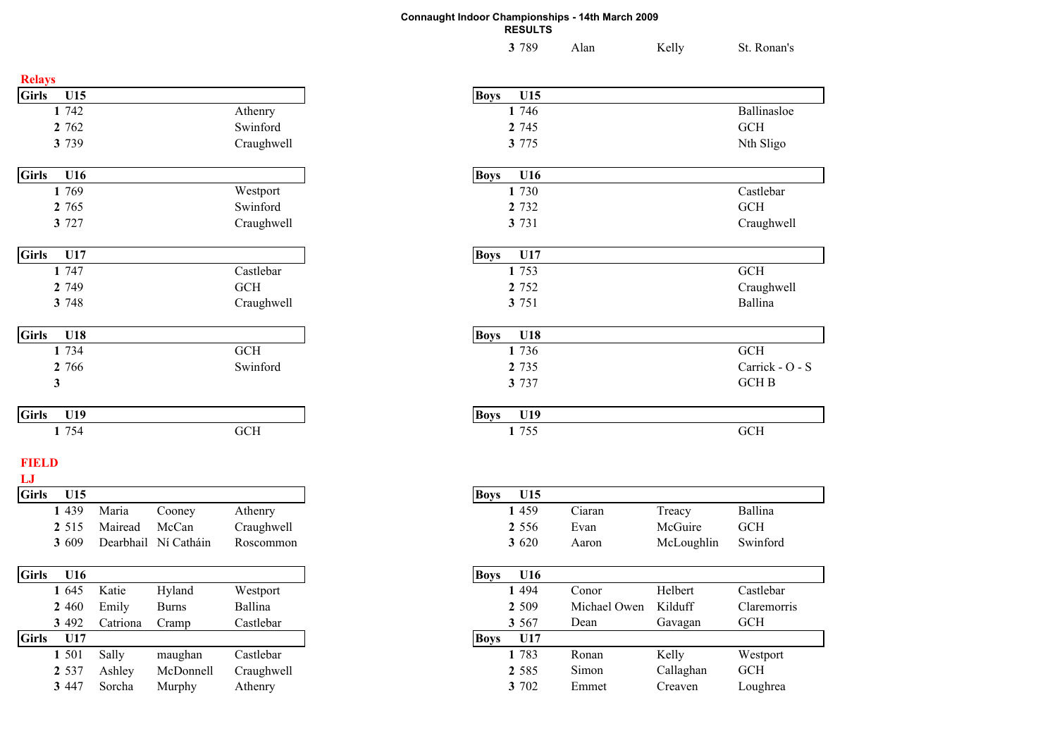# Connaught Indoor Championships - 14th March 2009

**RESULTS**

| 3 | 789 | Alan | Kelly | St. Ronan's |
|---|---|---|---|---|

## Relays

| Girls U15 | | |
|---|---|---|
| 1 | 742 | Athenry |
| 2 | 762 | Swinford |
| 3 | 739 | Craughwell |

| Boys U15 | | |
|---|---|---|
| 1 | 746 | Ballinasloe |
| 2 | 745 | GCH |
| 3 | 775 | Nth Sligo |

| Girls U16 | | |
|---|---|---|
| 1 | 769 | Westport |
| 2 | 765 | Swinford |
| 3 | 727 | Craughwell |

| Boys U16 | | |
|---|---|---|
| 1 | 730 | Castlebar |
| 2 | 732 | GCH |
| 3 | 731 | Craughwell |

| Girls U17 | | |
|---|---|---|
| 1 | 747 | Castlebar |
| 2 | 749 | GCH |
| 3 | 748 | Craughwell |

| Boys U17 | | |
|---|---|---|
| 1 | 753 | GCH |
| 2 | 752 | Craughwell |
| 3 | 751 | Ballina |

| Girls U18 | | |
|---|---|---|
| 1 | 734 | GCH |
| 2 | 766 | Swinford |
| 3 | | |

| Boys U18 | | |
|---|---|---|
| 1 | 736 | GCH |
| 2 | 735 | Carrick - O - S |
| 3 | 737 | GCH B |

| Girls U19 | | |
|---|---|---|
| 1 | 754 | GCH |

| Boys U19 | | |
|---|---|---|
| 1 | 755 | GCH |

## FIELD

### LJ

| Girls U15 | | | | |
|---|---|---|---|---|
| 1 | 439 | Maria | Cooney | Athenry |
| 2 | 515 | Mairead | McCan | Craughwell |
| 3 | 609 | Dearbhail | Ní Catháin | Roscommon |

| Boys U15 | | | | |
|---|---|---|---|---|
| 1 | 459 | Ciaran | Treacy | Ballina |
| 2 | 556 | Evan | McGuire | GCH |
| 3 | 620 | Aaron | McLoughlin | Swinford |

| Girls U16 | | | | |
|---|---|---|---|---|
| 1 | 645 | Katie | Hyland | Westport |
| 2 | 460 | Emily | Burns | Ballina |
| 3 | 492 | Catriona | Cramp | Castlebar |

| Boys U16 | | | | |
|---|---|---|---|---|
| 1 | 494 | Conor | Helbert | Castlebar |
| 2 | 509 | Michael Owen | Kilduff | Claremorris |
| 3 | 567 | Dean | Gavagan | GCH |

| Girls U17 | | | | |
|---|---|---|---|---|
| 1 | 501 | Sally | maughan | Castlebar |
| 2 | 537 | Ashley | McDonnell | Craughwell |
| 3 | 447 | Sorcha | Murphy | Athenry |

| Boys U17 | | | | |
|---|---|---|---|---|
| 1 | 783 | Ronan | Kelly | Westport |
| 2 | 585 | Simon | Callaghan | GCH |
| 3 | 702 | Emmet | Creaven | Loughrea |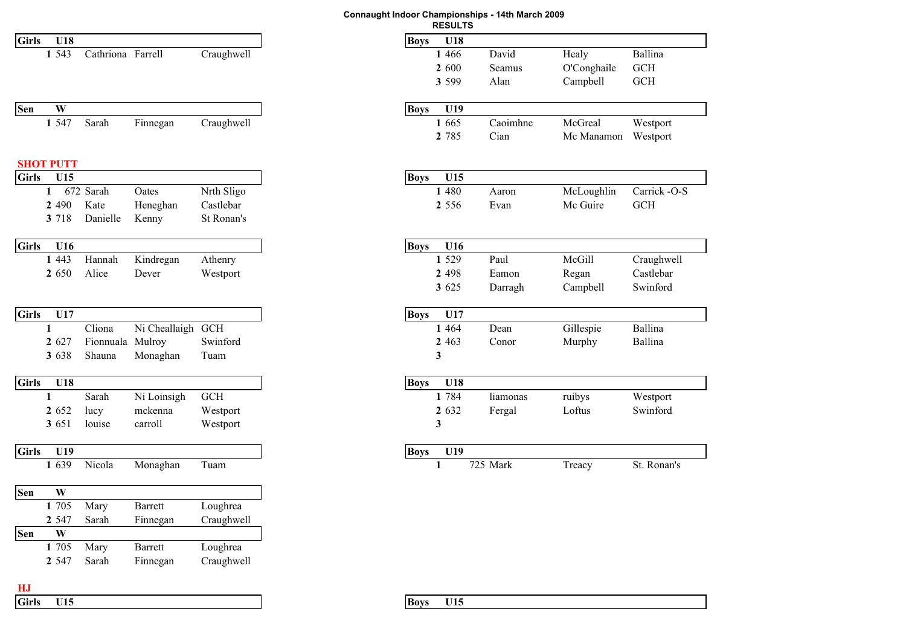**Connaught Indoor Championships - 14th March 2009**
**RESULTS**

| Girls | U18 | | | |
|---|---|---|---|---|
| 1 | 543 | Cathriona | Farrell | Craughwell |

| Sen | W | | | |
|---|---|---|---|---|
| 1 | 547 | Sarah | Finnegan | Craughwell |

| Boys | U18 | | | |
|---|---|---|---|---|
| 1 | 466 | David | Healy | Ballina |
| 2 | 600 | Seamus | O'Conghaile | GCH |
| 3 | 599 | Alan | Campbell | GCH |

| Boys | U19 | | | |
|---|---|---|---|---|
| 1 | 665 | Caoimhne | McGreal | Westport |
| 2 | 785 | Cian | Mc Manamon | Westport |

## SHOT PUTT

| Girls | U15 | | | |
|---|---|---|---|---|
| 1 | 672 | Sarah | Oates | Nrth Sligo |
| 2 | 490 | Kate | Heneghan | Castlebar |
| 3 | 718 | Danielle | Kenny | St Ronan's |

| Girls | U16 | | | |
|---|---|---|---|---|
| 1 | 443 | Hannah | Kindregan | Athenry |
| 2 | 650 | Alice | Dever | Westport |

| Girls | U17 | | | |
|---|---|---|---|---|
| 1 | | Cliona | Ni Cheallaigh | GCH |
| 2 | 627 | Fionnuala | Mulroy | Swinford |
| 3 | 638 | Shauna | Monaghan | Tuam |

| Girls | U18 | | | |
|---|---|---|---|---|
| 1 | | Sarah | Ni Loinsigh | GCH |
| 2 | 652 | lucy | mckenna | Westport |
| 3 | 651 | louise | carroll | Westport |

| Girls | U19 | | | |
|---|---|---|---|---|
| 1 | 639 | Nicola | Monaghan | Tuam |

| Sen | W | | | |
|---|---|---|---|---|
| 1 | 705 | Mary | Barrett | Loughrea |
| 2 | 547 | Sarah | Finnegan | Craughwell |

| Sen | W | | | |
|---|---|---|---|---|
| 1 | 705 | Mary | Barrett | Loughrea |
| 2 | 547 | Sarah | Finnegan | Craughwell |

| Boys | U15 | | | |
|---|---|---|---|---|
| 1 | 480 | Aaron | McLoughlin | Carrick -O-S |
| 2 | 556 | Evan | Mc Guire | GCH |

| Boys | U16 | | | |
|---|---|---|---|---|
| 1 | 529 | Paul | McGill | Craughwell |
| 2 | 498 | Eamon | Regan | Castlebar |
| 3 | 625 | Darragh | Campbell | Swinford |

| Boys | U17 | | | |
|---|---|---|---|---|
| 1 | 464 | Dean | Gillespie | Ballina |
| 2 | 463 | Conor | Murphy | Ballina |
| 3 | | | | |

| Boys | U18 | | | |
|---|---|---|---|---|
| 1 | 784 | liamonas | ruibys | Westport |
| 2 | 632 | Fergal | Loftus | Swinford |
| 3 | | | | |

| Boys | U19 | | | |
|---|---|---|---|---|
| 1 | 725 | Mark | Treacy | St. Ronan's |

## HJ

| Girls | U15 |
|---|---|

| Boys | U15 |
|---|---|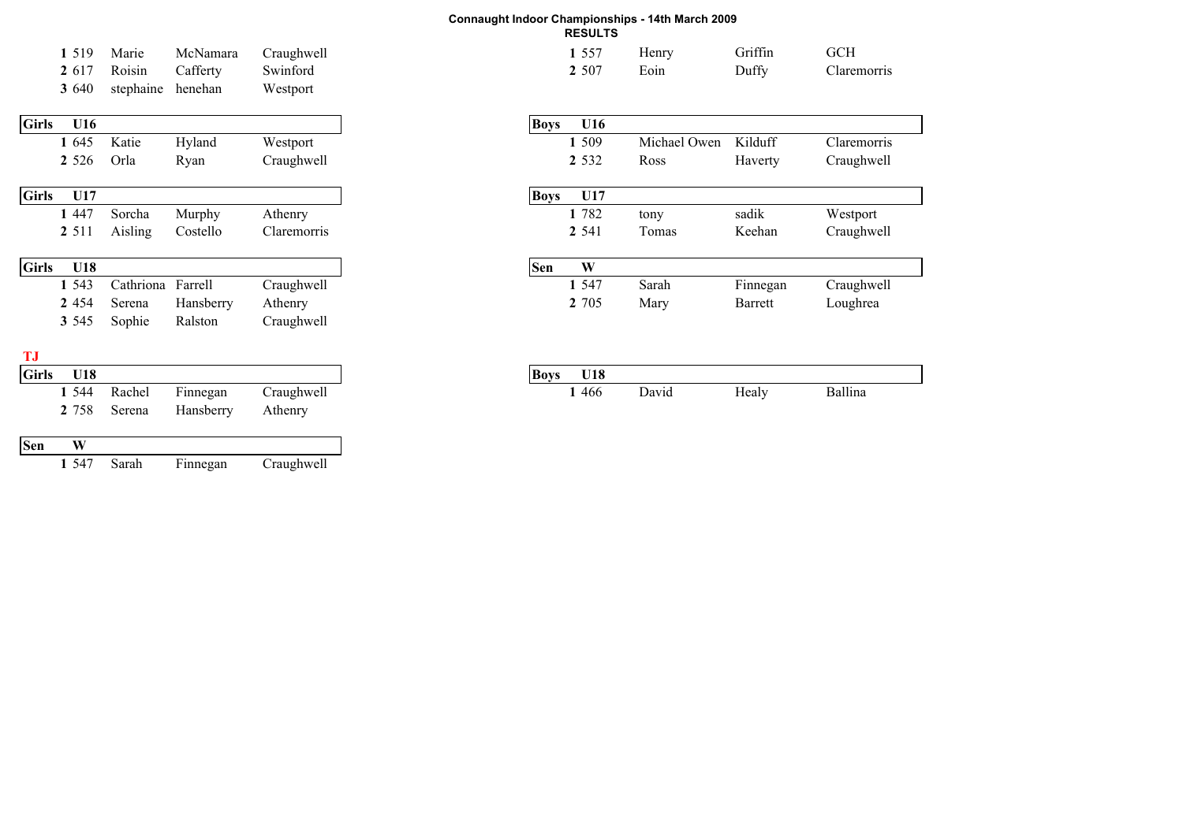# Connaught Indoor Championships - 14th March 2009
## RESULTS

| | | | | |
|---|---|---|---|---|
| 1 | 519 | Marie | McNamara | Craughwell |
| 2 | 617 | Roisin | Cafferty | Swinford |
| 3 | 640 | stephaine | henehan | Westport |

| | | | | |
|---|---|---|---|---|
| 1 | 557 | Henry | Griffin | GCH |
| 2 | 507 | Eoin | Duffy | Claremorris |

**Girls U16**

| | | | | |
|---|---|---|---|---|
| 1 | 645 | Katie | Hyland | Westport |
| 2 | 526 | Orla | Ryan | Craughwell |

**Boys U16**

| | | | | |
|---|---|---|---|---|
| 1 | 509 | Michael Owen | Kilduff | Claremorris |
| 2 | 532 | Ross | Haverty | Craughwell |

**Girls U17**

| | | | | |
|---|---|---|---|---|
| 1 | 447 | Sorcha | Murphy | Athenry |
| 2 | 511 | Aisling | Costello | Claremorris |

**Boys U17**

| | | | | |
|---|---|---|---|---|
| 1 | 782 | tony | sadik | Westport |
| 2 | 541 | Tomas | Keehan | Craughwell |

**Girls U18**

| | | | | |
|---|---|---|---|---|
| 1 | 543 | Cathriona | Farrell | Craughwell |
| 2 | 454 | Serena | Hansberry | Athenry |
| 3 | 545 | Sophie | Ralston | Craughwell |

**Sen W**

| | | | | |
|---|---|---|---|---|
| 1 | 547 | Sarah | Finnegan | Craughwell |
| 2 | 705 | Mary | Barrett | Loughrea |

## TJ

**Girls U18**

| | | | | |
|---|---|---|---|---|
| 1 | 544 | Rachel | Finnegan | Craughwell |
| 2 | 758 | Serena | Hansberry | Athenry |

**Boys U18**

| | | | | |
|---|---|---|---|---|
| 1 | 466 | David | Healy | Ballina |

**Sen W**

| | | | | |
|---|---|---|---|---|
| 1 | 547 | Sarah | Finnegan | Craughwell |